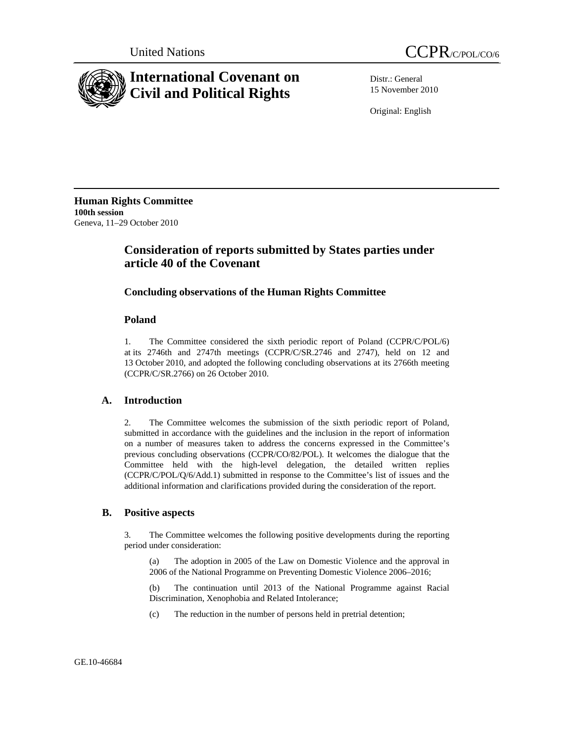United Nations

CCPR/C/POL/CO/6

# International Covenant on Civil and Political Rights

Distr.: General
15 November 2010

Original: English

**Human Rights Committee**
**100th session**
Geneva, 11–29 October 2010

## Consideration of reports submitted by States parties under article 40 of the Covenant

### Concluding observations of the Human Rights Committee

### Poland

1. The Committee considered the sixth periodic report of Poland (CCPR/C/POL/6) at its 2746th and 2747th meetings (CCPR/C/SR.2746 and 2747), held on 12 and 13 October 2010, and adopted the following concluding observations at its 2766th meeting (CCPR/C/SR.2766) on 26 October 2010.

## A. Introduction

2. The Committee welcomes the submission of the sixth periodic report of Poland, submitted in accordance with the guidelines and the inclusion in the report of information on a number of measures taken to address the concerns expressed in the Committee's previous concluding observations (CCPR/CO/82/POL). It welcomes the dialogue that the Committee held with the high-level delegation, the detailed written replies (CCPR/C/POL/Q/6/Add.1) submitted in response to the Committee's list of issues and the additional information and clarifications provided during the consideration of the report.

## B. Positive aspects

3. The Committee welcomes the following positive developments during the reporting period under consideration:

(a) The adoption in 2005 of the Law on Domestic Violence and the approval in 2006 of the National Programme on Preventing Domestic Violence 2006–2016;

(b) The continuation until 2013 of the National Programme against Racial Discrimination, Xenophobia and Related Intolerance;

(c) The reduction in the number of persons held in pretrial detention;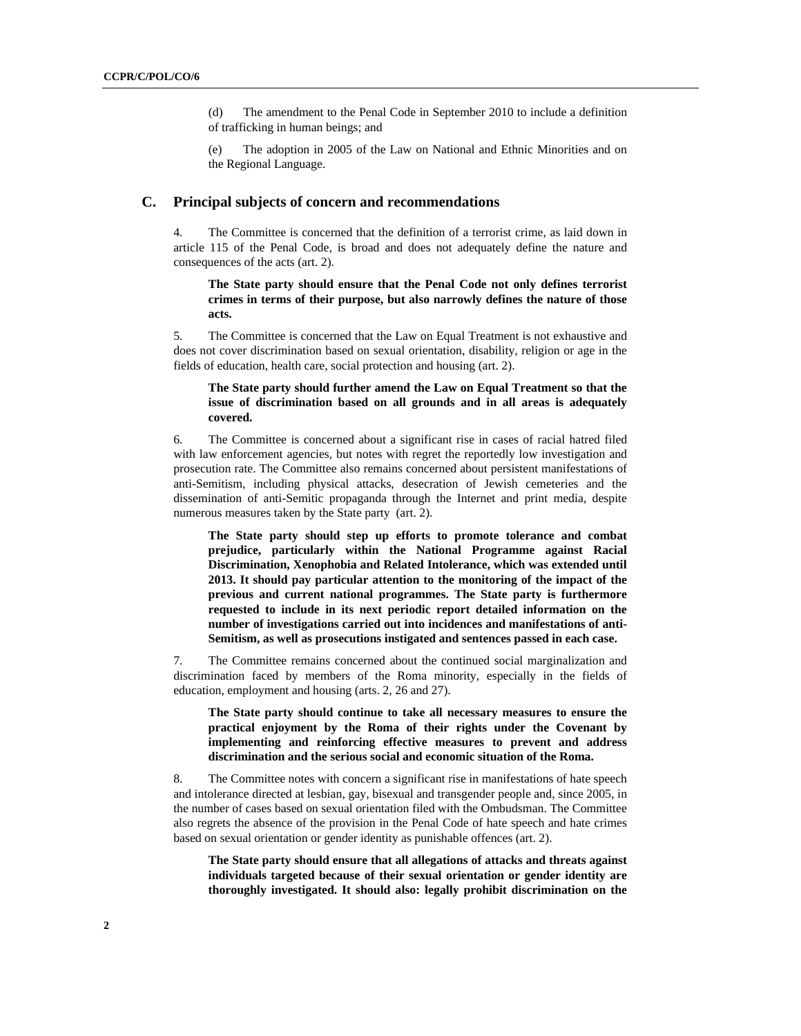(d) The amendment to the Penal Code in September 2010 to include a definition of trafficking in human beings; and

(e) The adoption in 2005 of the Law on National and Ethnic Minorities and on the Regional Language.

## C. Principal subjects of concern and recommendations

4. The Committee is concerned that the definition of a terrorist crime, as laid down in article 115 of the Penal Code, is broad and does not adequately define the nature and consequences of the acts (art. 2).

**The State party should ensure that the Penal Code not only defines terrorist crimes in terms of their purpose, but also narrowly defines the nature of those acts.**

5. The Committee is concerned that the Law on Equal Treatment is not exhaustive and does not cover discrimination based on sexual orientation, disability, religion or age in the fields of education, health care, social protection and housing (art. 2).

**The State party should further amend the Law on Equal Treatment so that the issue of discrimination based on all grounds and in all areas is adequately covered.**

6. The Committee is concerned about a significant rise in cases of racial hatred filed with law enforcement agencies, but notes with regret the reportedly low investigation and prosecution rate. The Committee also remains concerned about persistent manifestations of anti-Semitism, including physical attacks, desecration of Jewish cemeteries and the dissemination of anti-Semitic propaganda through the Internet and print media, despite numerous measures taken by the State party (art. 2).

**The State party should step up efforts to promote tolerance and combat prejudice, particularly within the National Programme against Racial Discrimination, Xenophobia and Related Intolerance, which was extended until 2013. It should pay particular attention to the monitoring of the impact of the previous and current national programmes. The State party is furthermore requested to include in its next periodic report detailed information on the number of investigations carried out into incidences and manifestations of anti-Semitism, as well as prosecutions instigated and sentences passed in each case.**

7. The Committee remains concerned about the continued social marginalization and discrimination faced by members of the Roma minority, especially in the fields of education, employment and housing (arts. 2, 26 and 27).

**The State party should continue to take all necessary measures to ensure the practical enjoyment by the Roma of their rights under the Covenant by implementing and reinforcing effective measures to prevent and address discrimination and the serious social and economic situation of the Roma.**

8. The Committee notes with concern a significant rise in manifestations of hate speech and intolerance directed at lesbian, gay, bisexual and transgender people and, since 2005, in the number of cases based on sexual orientation filed with the Ombudsman. The Committee also regrets the absence of the provision in the Penal Code of hate speech and hate crimes based on sexual orientation or gender identity as punishable offences (art. 2).

**The State party should ensure that all allegations of attacks and threats against individuals targeted because of their sexual orientation or gender identity are thoroughly investigated. It should also: legally prohibit discrimination on the**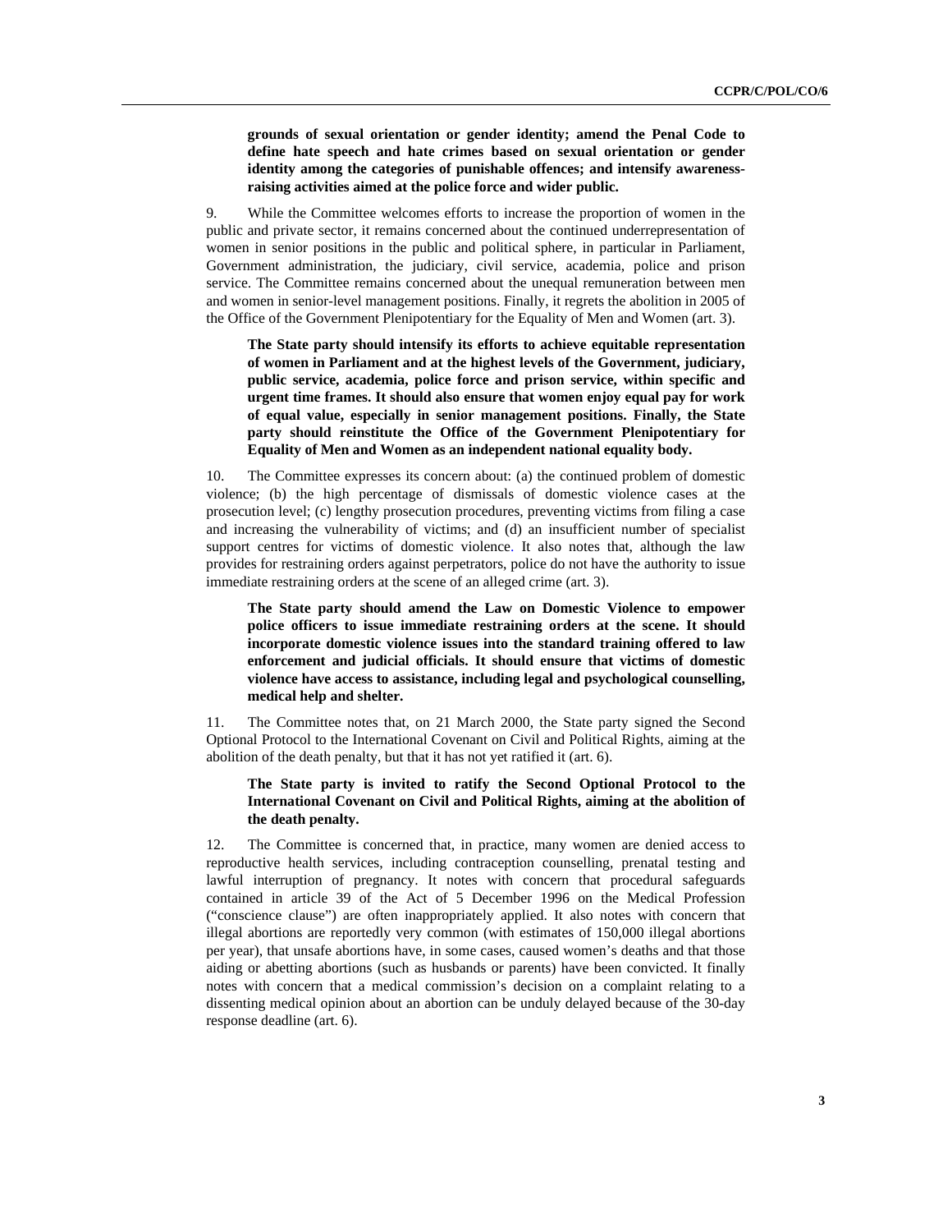**grounds of sexual orientation or gender identity; amend the Penal Code to define hate speech and hate crimes based on sexual orientation or gender identity among the categories of punishable offences; and intensify awareness-raising activities aimed at the police force and wider public.**

9. While the Committee welcomes efforts to increase the proportion of women in the public and private sector, it remains concerned about the continued underrepresentation of women in senior positions in the public and political sphere, in particular in Parliament, Government administration, the judiciary, civil service, academia, police and prison service. The Committee remains concerned about the unequal remuneration between men and women in senior-level management positions. Finally, it regrets the abolition in 2005 of the Office of the Government Plenipotentiary for the Equality of Men and Women (art. 3).

**The State party should intensify its efforts to achieve equitable representation of women in Parliament and at the highest levels of the Government, judiciary, public service, academia, police force and prison service, within specific and urgent time frames. It should also ensure that women enjoy equal pay for work of equal value, especially in senior management positions. Finally, the State party should reinstitute the Office of the Government Plenipotentiary for Equality of Men and Women as an independent national equality body.**

10. The Committee expresses its concern about: (a) the continued problem of domestic violence; (b) the high percentage of dismissals of domestic violence cases at the prosecution level; (c) lengthy prosecution procedures, preventing victims from filing a case and increasing the vulnerability of victims; and (d) an insufficient number of specialist support centres for victims of domestic violence. It also notes that, although the law provides for restraining orders against perpetrators, police do not have the authority to issue immediate restraining orders at the scene of an alleged crime (art. 3).

**The State party should amend the Law on Domestic Violence to empower police officers to issue immediate restraining orders at the scene. It should incorporate domestic violence issues into the standard training offered to law enforcement and judicial officials. It should ensure that victims of domestic violence have access to assistance, including legal and psychological counselling, medical help and shelter.**

11. The Committee notes that, on 21 March 2000, the State party signed the Second Optional Protocol to the International Covenant on Civil and Political Rights, aiming at the abolition of the death penalty, but that it has not yet ratified it (art. 6).

**The State party is invited to ratify the Second Optional Protocol to the International Covenant on Civil and Political Rights, aiming at the abolition of the death penalty.**

12. The Committee is concerned that, in practice, many women are denied access to reproductive health services, including contraception counselling, prenatal testing and lawful interruption of pregnancy. It notes with concern that procedural safeguards contained in article 39 of the Act of 5 December 1996 on the Medical Profession ("conscience clause") are often inappropriately applied. It also notes with concern that illegal abortions are reportedly very common (with estimates of 150,000 illegal abortions per year), that unsafe abortions have, in some cases, caused women's deaths and that those aiding or abetting abortions (such as husbands or parents) have been convicted. It finally notes with concern that a medical commission's decision on a complaint relating to a dissenting medical opinion about an abortion can be unduly delayed because of the 30-day response deadline (art. 6).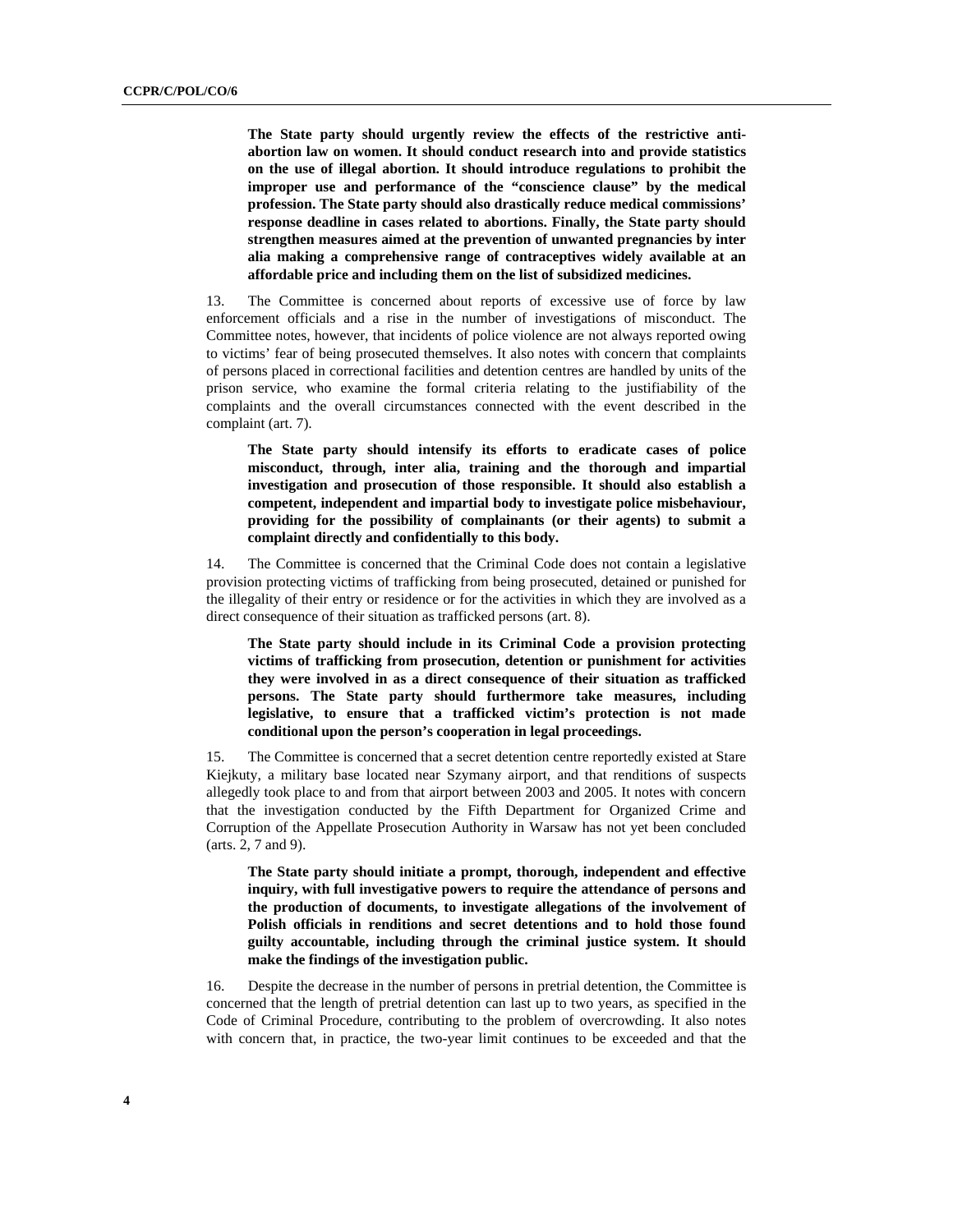**The State party should urgently review the effects of the restrictive anti-abortion law on women. It should conduct research into and provide statistics on the use of illegal abortion. It should introduce regulations to prohibit the improper use and performance of the "conscience clause" by the medical profession. The State party should also drastically reduce medical commissions' response deadline in cases related to abortions. Finally, the State party should strengthen measures aimed at the prevention of unwanted pregnancies by inter alia making a comprehensive range of contraceptives widely available at an affordable price and including them on the list of subsidized medicines.**

13. The Committee is concerned about reports of excessive use of force by law enforcement officials and a rise in the number of investigations of misconduct. The Committee notes, however, that incidents of police violence are not always reported owing to victims' fear of being prosecuted themselves. It also notes with concern that complaints of persons placed in correctional facilities and detention centres are handled by units of the prison service, who examine the formal criteria relating to the justifiability of the complaints and the overall circumstances connected with the event described in the complaint (art. 7).

**The State party should intensify its efforts to eradicate cases of police misconduct, through, inter alia, training and the thorough and impartial investigation and prosecution of those responsible. It should also establish a competent, independent and impartial body to investigate police misbehaviour, providing for the possibility of complainants (or their agents) to submit a complaint directly and confidentially to this body.**

14. The Committee is concerned that the Criminal Code does not contain a legislative provision protecting victims of trafficking from being prosecuted, detained or punished for the illegality of their entry or residence or for the activities in which they are involved as a direct consequence of their situation as trafficked persons (art. 8).

**The State party should include in its Criminal Code a provision protecting victims of trafficking from prosecution, detention or punishment for activities they were involved in as a direct consequence of their situation as trafficked persons. The State party should furthermore take measures, including legislative, to ensure that a trafficked victim's protection is not made conditional upon the person's cooperation in legal proceedings.**

15. The Committee is concerned that a secret detention centre reportedly existed at Stare Kiejkuty, a military base located near Szymany airport, and that renditions of suspects allegedly took place to and from that airport between 2003 and 2005. It notes with concern that the investigation conducted by the Fifth Department for Organized Crime and Corruption of the Appellate Prosecution Authority in Warsaw has not yet been concluded (arts. 2, 7 and 9).

**The State party should initiate a prompt, thorough, independent and effective inquiry, with full investigative powers to require the attendance of persons and the production of documents, to investigate allegations of the involvement of Polish officials in renditions and secret detentions and to hold those found guilty accountable, including through the criminal justice system. It should make the findings of the investigation public.**

16. Despite the decrease in the number of persons in pretrial detention, the Committee is concerned that the length of pretrial detention can last up to two years, as specified in the Code of Criminal Procedure, contributing to the problem of overcrowding. It also notes with concern that, in practice, the two-year limit continues to be exceeded and that the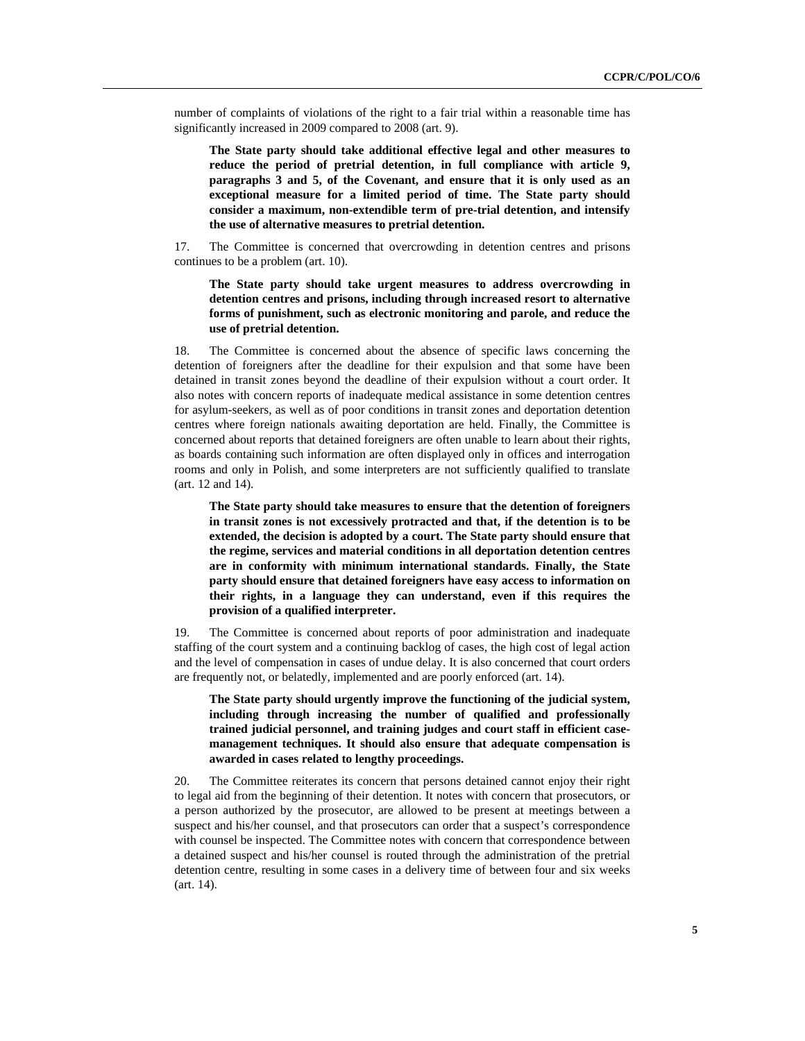number of complaints of violations of the right to a fair trial within a reasonable time has significantly increased in 2009 compared to 2008 (art. 9).

**The State party should take additional effective legal and other measures to reduce the period of pretrial detention, in full compliance with article 9, paragraphs 3 and 5, of the Covenant, and ensure that it is only used as an exceptional measure for a limited period of time. The State party should consider a maximum, non-extendible term of pre-trial detention, and intensify the use of alternative measures to pretrial detention.**

17. The Committee is concerned that overcrowding in detention centres and prisons continues to be a problem (art. 10).

**The State party should take urgent measures to address overcrowding in detention centres and prisons, including through increased resort to alternative forms of punishment, such as electronic monitoring and parole, and reduce the use of pretrial detention.**

18. The Committee is concerned about the absence of specific laws concerning the detention of foreigners after the deadline for their expulsion and that some have been detained in transit zones beyond the deadline of their expulsion without a court order. It also notes with concern reports of inadequate medical assistance in some detention centres for asylum-seekers, as well as of poor conditions in transit zones and deportation detention centres where foreign nationals awaiting deportation are held. Finally, the Committee is concerned about reports that detained foreigners are often unable to learn about their rights, as boards containing such information are often displayed only in offices and interrogation rooms and only in Polish, and some interpreters are not sufficiently qualified to translate (art. 12 and 14).

**The State party should take measures to ensure that the detention of foreigners in transit zones is not excessively protracted and that, if the detention is to be extended, the decision is adopted by a court. The State party should ensure that the regime, services and material conditions in all deportation detention centres are in conformity with minimum international standards. Finally, the State party should ensure that detained foreigners have easy access to information on their rights, in a language they can understand, even if this requires the provision of a qualified interpreter.**

19. The Committee is concerned about reports of poor administration and inadequate staffing of the court system and a continuing backlog of cases, the high cost of legal action and the level of compensation in cases of undue delay. It is also concerned that court orders are frequently not, or belatedly, implemented and are poorly enforced (art. 14).

**The State party should urgently improve the functioning of the judicial system, including through increasing the number of qualified and professionally trained judicial personnel, and training judges and court staff in efficient case-management techniques. It should also ensure that adequate compensation is awarded in cases related to lengthy proceedings.**

20. The Committee reiterates its concern that persons detained cannot enjoy their right to legal aid from the beginning of their detention. It notes with concern that prosecutors, or a person authorized by the prosecutor, are allowed to be present at meetings between a suspect and his/her counsel, and that prosecutors can order that a suspect's correspondence with counsel be inspected. The Committee notes with concern that correspondence between a detained suspect and his/her counsel is routed through the administration of the pretrial detention centre, resulting in some cases in a delivery time of between four and six weeks (art. 14).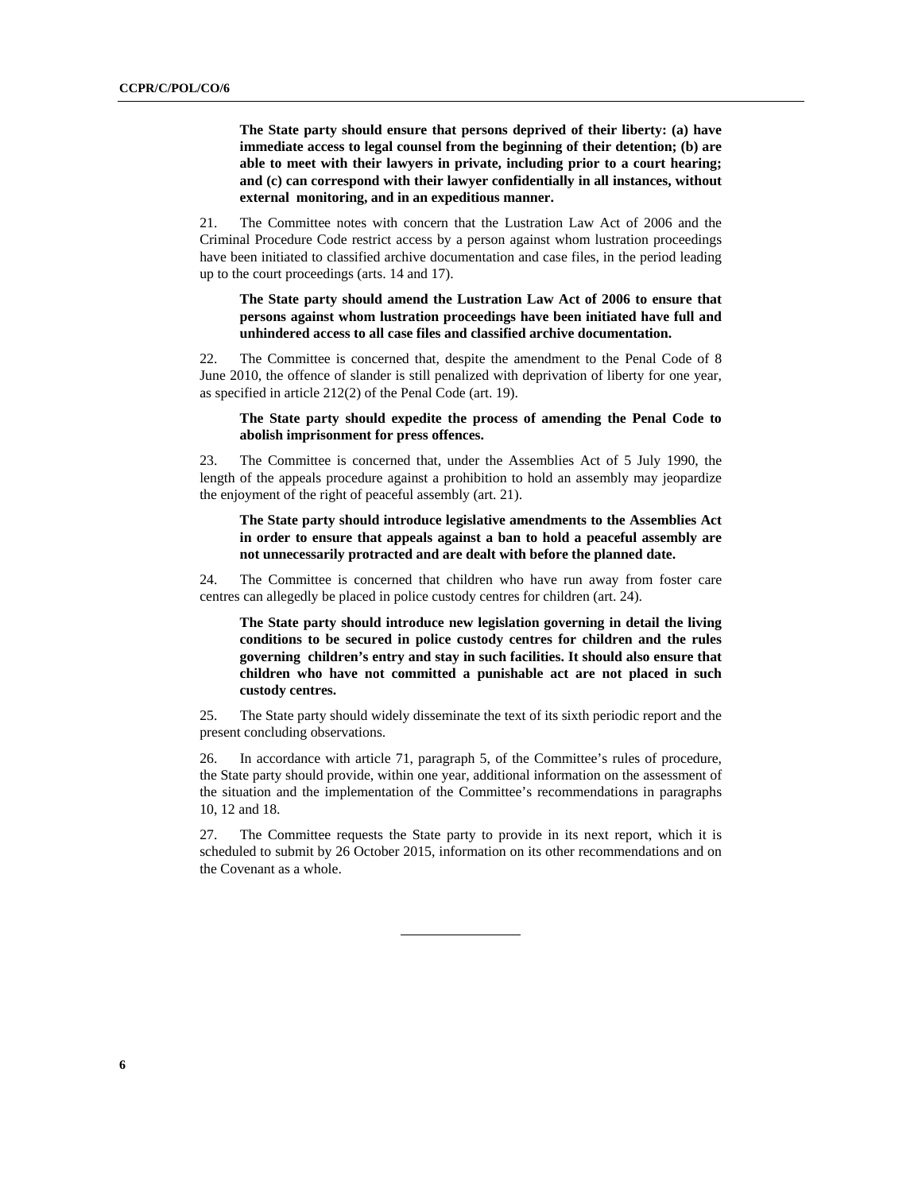**The State party should ensure that persons deprived of their liberty: (a) have immediate access to legal counsel from the beginning of their detention; (b) are able to meet with their lawyers in private, including prior to a court hearing; and (c) can correspond with their lawyer confidentially in all instances, without external monitoring, and in an expeditious manner.**

21. The Committee notes with concern that the Lustration Law Act of 2006 and the Criminal Procedure Code restrict access by a person against whom lustration proceedings have been initiated to classified archive documentation and case files, in the period leading up to the court proceedings (arts. 14 and 17).

**The State party should amend the Lustration Law Act of 2006 to ensure that persons against whom lustration proceedings have been initiated have full and unhindered access to all case files and classified archive documentation.**

22. The Committee is concerned that, despite the amendment to the Penal Code of 8 June 2010, the offence of slander is still penalized with deprivation of liberty for one year, as specified in article 212(2) of the Penal Code (art. 19).

**The State party should expedite the process of amending the Penal Code to abolish imprisonment for press offences.**

23. The Committee is concerned that, under the Assemblies Act of 5 July 1990, the length of the appeals procedure against a prohibition to hold an assembly may jeopardize the enjoyment of the right of peaceful assembly (art. 21).

**The State party should introduce legislative amendments to the Assemblies Act in order to ensure that appeals against a ban to hold a peaceful assembly are not unnecessarily protracted and are dealt with before the planned date.**

24. The Committee is concerned that children who have run away from foster care centres can allegedly be placed in police custody centres for children (art. 24).

**The State party should introduce new legislation governing in detail the living conditions to be secured in police custody centres for children and the rules governing children's entry and stay in such facilities. It should also ensure that children who have not committed a punishable act are not placed in such custody centres.**

25. The State party should widely disseminate the text of its sixth periodic report and the present concluding observations.

26. In accordance with article 71, paragraph 5, of the Committee's rules of procedure, the State party should provide, within one year, additional information on the assessment of the situation and the implementation of the Committee's recommendations in paragraphs 10, 12 and 18.

27. The Committee requests the State party to provide in its next report, which it is scheduled to submit by 26 October 2015, information on its other recommendations and on the Covenant as a whole.